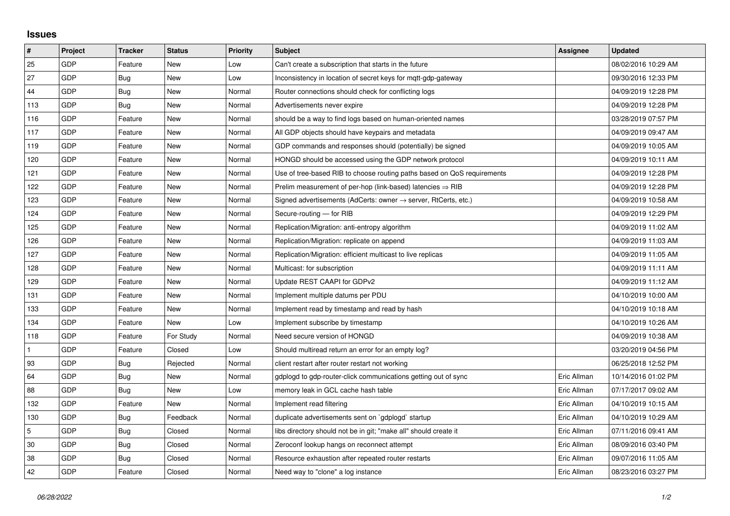# Issues

| # | Project | Tracker | Status | Priority | Subject | Assignee | Updated |
|---|---|---|---|---|---|---|---|
| 25 | GDP | Feature | New | Low | Can't create a subscription that starts in the future | | 08/02/2016 10:29 AM |
| 27 | GDP | Bug | New | Low | Inconsistency in location of secret keys for mqtt-gdp-gateway | | 09/30/2016 12:33 PM |
| 44 | GDP | Bug | New | Normal | Router connections should check for conflicting logs | | 04/09/2019 12:28 PM |
| 113 | GDP | Bug | New | Normal | Advertisements never expire | | 04/09/2019 12:28 PM |
| 116 | GDP | Feature | New | Normal | should be a way to find logs based on human-oriented names | | 03/28/2019 07:57 PM |
| 117 | GDP | Feature | New | Normal | All GDP objects should have keypairs and metadata | | 04/09/2019 09:47 AM |
| 119 | GDP | Feature | New | Normal | GDP commands and responses should (potentially) be signed | | 04/09/2019 10:05 AM |
| 120 | GDP | Feature | New | Normal | HONGD should be accessed using the GDP network protocol | | 04/09/2019 10:11 AM |
| 121 | GDP | Feature | New | Normal | Use of tree-based RIB to choose routing paths based on QoS requirements | | 04/09/2019 12:28 PM |
| 122 | GDP | Feature | New | Normal | Prelim measurement of per-hop (link-based) latencies ⇒ RIB | | 04/09/2019 12:28 PM |
| 123 | GDP | Feature | New | Normal | Signed advertisements (AdCerts: owner → server, RtCerts, etc.) | | 04/09/2019 10:58 AM |
| 124 | GDP | Feature | New | Normal | Secure-routing — for RIB | | 04/09/2019 12:29 PM |
| 125 | GDP | Feature | New | Normal | Replication/Migration: anti-entropy algorithm | | 04/09/2019 11:02 AM |
| 126 | GDP | Feature | New | Normal | Replication/Migration: replicate on append | | 04/09/2019 11:03 AM |
| 127 | GDP | Feature | New | Normal | Replication/Migration: efficient multicast to live replicas | | 04/09/2019 11:05 AM |
| 128 | GDP | Feature | New | Normal | Multicast: for subscription | | 04/09/2019 11:11 AM |
| 129 | GDP | Feature | New | Normal | Update REST CAAPI for GDPv2 | | 04/09/2019 11:12 AM |
| 131 | GDP | Feature | New | Normal | Implement multiple datums per PDU | | 04/10/2019 10:00 AM |
| 133 | GDP | Feature | New | Normal | Implement read by timestamp and read by hash | | 04/10/2019 10:18 AM |
| 134 | GDP | Feature | New | Low | Implement subscribe by timestamp | | 04/10/2019 10:26 AM |
| 118 | GDP | Feature | For Study | Normal | Need secure version of HONGD | | 04/09/2019 10:38 AM |
| 1 | GDP | Feature | Closed | Low | Should multiread return an error for an empty log? | | 03/20/2019 04:56 PM |
| 93 | GDP | Bug | Rejected | Normal | client restart after router restart not working | | 06/25/2018 12:52 PM |
| 64 | GDP | Bug | New | Normal | gdplogd to gdp-router-click communications getting out of sync | Eric Allman | 10/14/2016 01:02 PM |
| 88 | GDP | Bug | New | Low | memory leak in GCL cache hash table | Eric Allman | 07/17/2017 09:02 AM |
| 132 | GDP | Feature | New | Normal | Implement read filtering | Eric Allman | 04/10/2019 10:15 AM |
| 130 | GDP | Bug | Feedback | Normal | duplicate advertisements sent on `gdplogd` startup | Eric Allman | 04/10/2019 10:29 AM |
| 5 | GDP | Bug | Closed | Normal | libs directory should not be in git; "make all" should create it | Eric Allman | 07/11/2016 09:41 AM |
| 30 | GDP | Bug | Closed | Normal | Zeroconf lookup hangs on reconnect attempt | Eric Allman | 08/09/2016 03:40 PM |
| 38 | GDP | Bug | Closed | Normal | Resource exhaustion after repeated router restarts | Eric Allman | 09/07/2016 11:05 AM |
| 42 | GDP | Feature | Closed | Normal | Need way to "clone" a log instance | Eric Allman | 08/23/2016 03:27 PM |

*06/28/2022*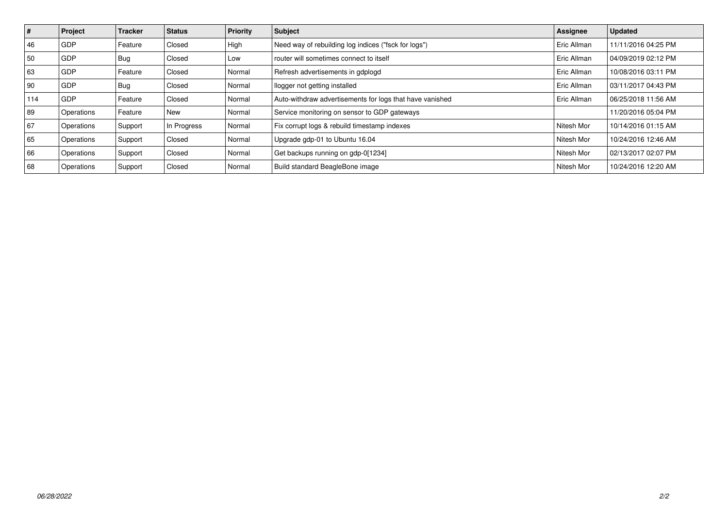| # | Project | Tracker | Status | Priority | Subject | Assignee | Updated |
|---|---|---|---|---|---|---|---|
| 46 | GDP | Feature | Closed | High | Need way of rebuilding log indices ("fsck for logs") | Eric Allman | 11/11/2016 04:25 PM |
| 50 | GDP | Bug | Closed | Low | router will sometimes connect to itself | Eric Allman | 04/09/2019 02:12 PM |
| 63 | GDP | Feature | Closed | Normal | Refresh advertisements in gdplogd | Eric Allman | 10/08/2016 03:11 PM |
| 90 | GDP | Bug | Closed | Normal | llogger not getting installed | Eric Allman | 03/11/2017 04:43 PM |
| 114 | GDP | Feature | Closed | Normal | Auto-withdraw advertisements for logs that have vanished | Eric Allman | 06/25/2018 11:56 AM |
| 89 | Operations | Feature | New | Normal | Service monitoring on sensor to GDP gateways | | 11/20/2016 05:04 PM |
| 67 | Operations | Support | In Progress | Normal | Fix corrupt logs & rebuild timestamp indexes | Nitesh Mor | 10/14/2016 01:15 AM |
| 65 | Operations | Support | Closed | Normal | Upgrade gdp-01 to Ubuntu 16.04 | Nitesh Mor | 10/24/2016 12:46 AM |
| 66 | Operations | Support | Closed | Normal | Get backups running on gdp-0[1234] | Nitesh Mor | 02/13/2017 02:07 PM |
| 68 | Operations | Support | Closed | Normal | Build standard BeagleBone image | Nitesh Mor | 10/24/2016 12:20 AM |